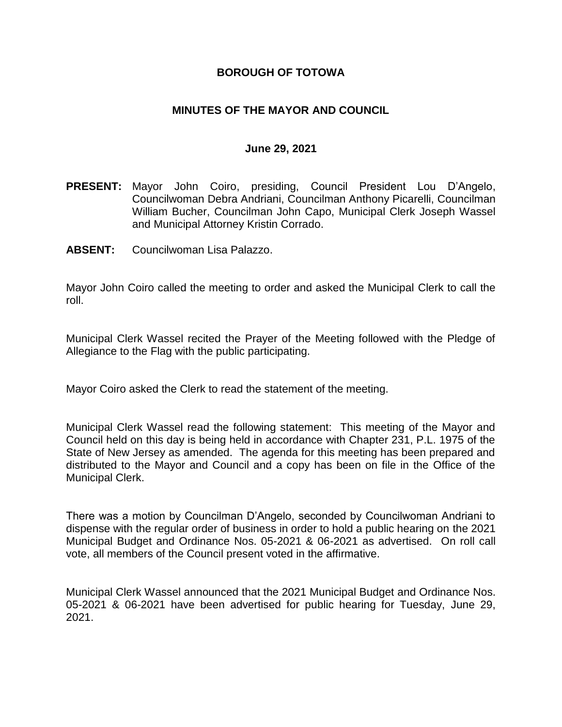# BOROUGH OF TOTOWA

## MINUTES OF THE MAYOR AND COUNCIL

### June 29, 2021

**PRESENT:** Mayor John Coiro, presiding, Council President Lou D'Angelo, Councilwoman Debra Andriani, Councilman Anthony Picarelli, Councilman William Bucher, Councilman John Capo, Municipal Clerk Joseph Wassel and Municipal Attorney Kristin Corrado.

**ABSENT:** Councilwoman Lisa Palazzo.

Mayor John Coiro called the meeting to order and asked the Municipal Clerk to call the roll.

Municipal Clerk Wassel recited the Prayer of the Meeting followed with the Pledge of Allegiance to the Flag with the public participating.

Mayor Coiro asked the Clerk to read the statement of the meeting.

Municipal Clerk Wassel read the following statement: This meeting of the Mayor and Council held on this day is being held in accordance with Chapter 231, P.L. 1975 of the State of New Jersey as amended. The agenda for this meeting has been prepared and distributed to the Mayor and Council and a copy has been on file in the Office of the Municipal Clerk.

There was a motion by Councilman D'Angelo, seconded by Councilwoman Andriani to dispense with the regular order of business in order to hold a public hearing on the 2021 Municipal Budget and Ordinance Nos. 05-2021 & 06-2021 as advertised. On roll call vote, all members of the Council present voted in the affirmative.

Municipal Clerk Wassel announced that the 2021 Municipal Budget and Ordinance Nos. 05-2021 & 06-2021 have been advertised for public hearing for Tuesday, June 29, 2021.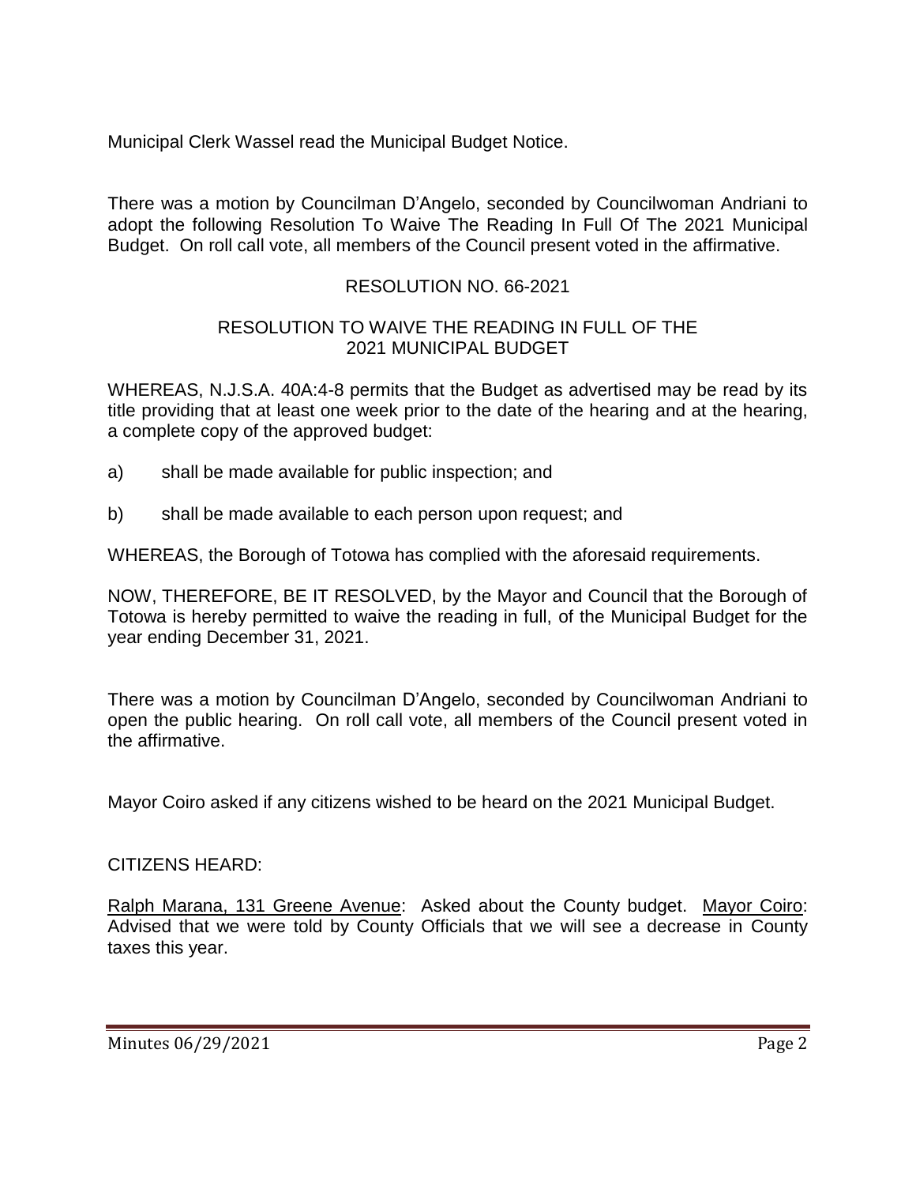Municipal Clerk Wassel read the Municipal Budget Notice.

There was a motion by Councilman D'Angelo, seconded by Councilwoman Andriani to adopt the following Resolution To Waive The Reading In Full Of The 2021 Municipal Budget. On roll call vote, all members of the Council present voted in the affirmative.

RESOLUTION NO. 66-2021

RESOLUTION TO WAIVE THE READING IN FULL OF THE 2021 MUNICIPAL BUDGET

WHEREAS, N.J.S.A. 40A:4-8 permits that the Budget as advertised may be read by its title providing that at least one week prior to the date of the hearing and at the hearing, a complete copy of the approved budget:

a) shall be made available for public inspection; and

b) shall be made available to each person upon request; and

WHEREAS, the Borough of Totowa has complied with the aforesaid requirements.

NOW, THEREFORE, BE IT RESOLVED, by the Mayor and Council that the Borough of Totowa is hereby permitted to waive the reading in full, of the Municipal Budget for the year ending December 31, 2021.

There was a motion by Councilman D'Angelo, seconded by Councilwoman Andriani to open the public hearing. On roll call vote, all members of the Council present voted in the affirmative.

Mayor Coiro asked if any citizens wished to be heard on the 2021 Municipal Budget.

CITIZENS HEARD:

Ralph Marana, 131 Greene Avenue: Asked about the County budget. Mayor Coiro: Advised that we were told by County Officials that we will see a decrease in County taxes this year.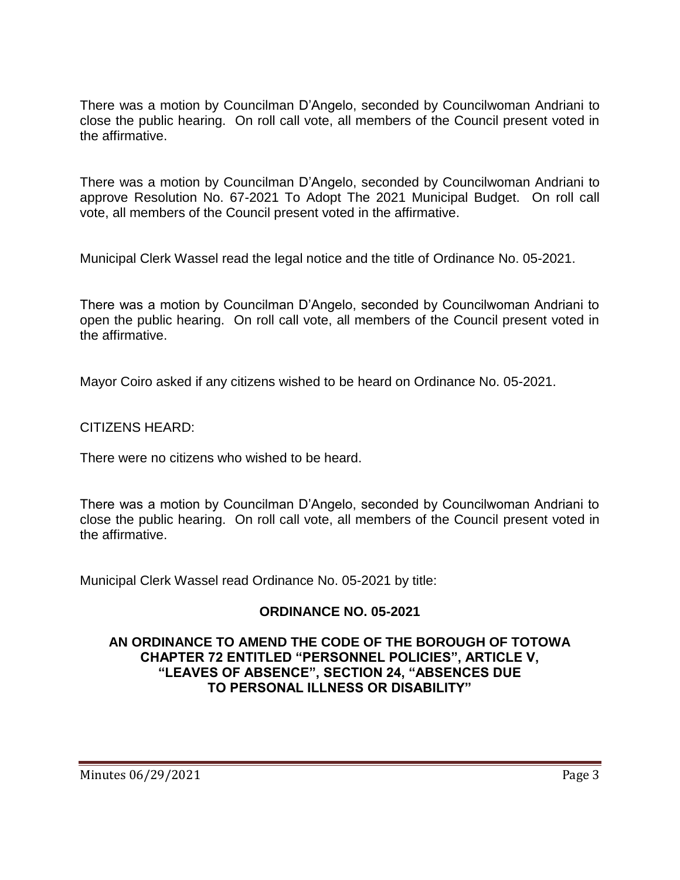There was a motion by Councilman D'Angelo, seconded by Councilwoman Andriani to close the public hearing. On roll call vote, all members of the Council present voted in the affirmative.

There was a motion by Councilman D'Angelo, seconded by Councilwoman Andriani to approve Resolution No. 67-2021 To Adopt The 2021 Municipal Budget. On roll call vote, all members of the Council present voted in the affirmative.

Municipal Clerk Wassel read the legal notice and the title of Ordinance No. 05-2021.

There was a motion by Councilman D'Angelo, seconded by Councilwoman Andriani to open the public hearing. On roll call vote, all members of the Council present voted in the affirmative.

Mayor Coiro asked if any citizens wished to be heard on Ordinance No. 05-2021.

CITIZENS HEARD:

There were no citizens who wished to be heard.

There was a motion by Councilman D'Angelo, seconded by Councilwoman Andriani to close the public hearing. On roll call vote, all members of the Council present voted in the affirmative.

Municipal Clerk Wassel read Ordinance No. 05-2021 by title:

**ORDINANCE NO. 05-2021**

**AN ORDINANCE TO AMEND THE CODE OF THE BOROUGH OF TOTOWA CHAPTER 72 ENTITLED "PERSONNEL POLICIES", ARTICLE V, "LEAVES OF ABSENCE", SECTION 24, "ABSENCES DUE TO PERSONAL ILLNESS OR DISABILITY"**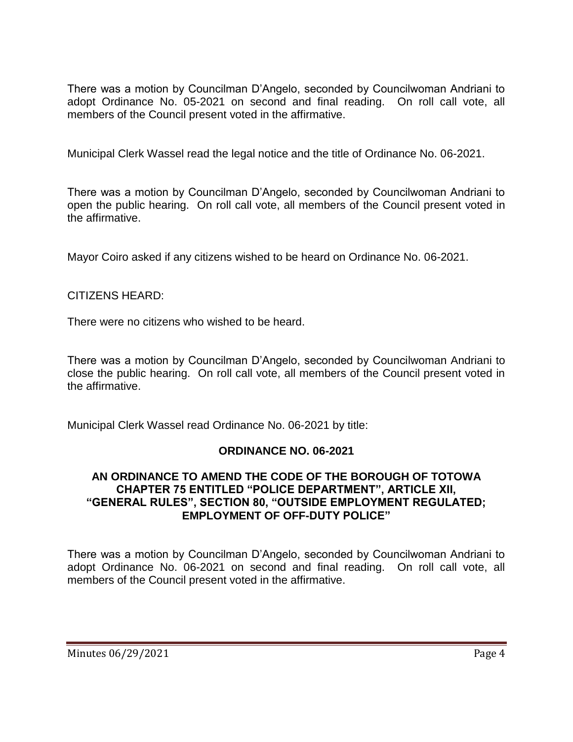There was a motion by Councilman D'Angelo, seconded by Councilwoman Andriani to adopt Ordinance No. 05-2021 on second and final reading. On roll call vote, all members of the Council present voted in the affirmative.

Municipal Clerk Wassel read the legal notice and the title of Ordinance No. 06-2021.

There was a motion by Councilman D'Angelo, seconded by Councilwoman Andriani to open the public hearing. On roll call vote, all members of the Council present voted in the affirmative.

Mayor Coiro asked if any citizens wished to be heard on Ordinance No. 06-2021.

CITIZENS HEARD:

There were no citizens who wished to be heard.

There was a motion by Councilman D'Angelo, seconded by Councilwoman Andriani to close the public hearing. On roll call vote, all members of the Council present voted in the affirmative.

Municipal Clerk Wassel read Ordinance No. 06-2021 by title:

**ORDINANCE NO. 06-2021**

**AN ORDINANCE TO AMEND THE CODE OF THE BOROUGH OF TOTOWA CHAPTER 75 ENTITLED "POLICE DEPARTMENT", ARTICLE XII, "GENERAL RULES", SECTION 80, "OUTSIDE EMPLOYMENT REGULATED; EMPLOYMENT OF OFF-DUTY POLICE"**

There was a motion by Councilman D'Angelo, seconded by Councilwoman Andriani to adopt Ordinance No. 06-2021 on second and final reading. On roll call vote, all members of the Council present voted in the affirmative.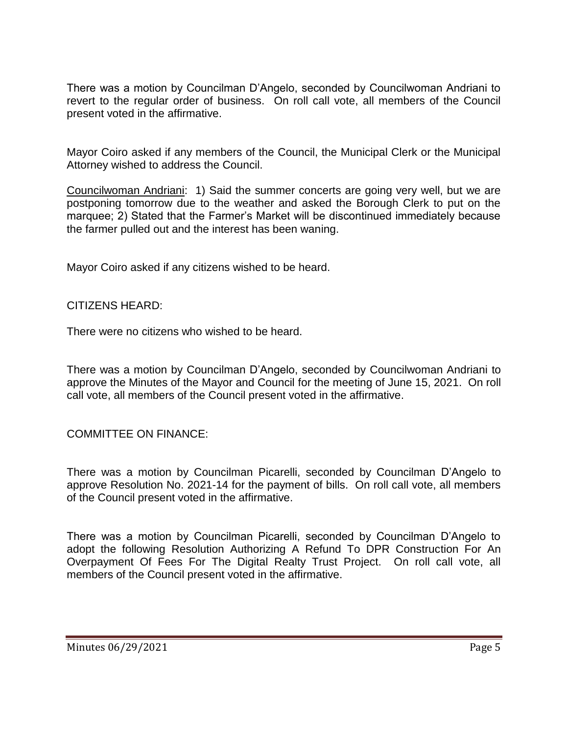There was a motion by Councilman D'Angelo, seconded by Councilwoman Andriani to revert to the regular order of business. On roll call vote, all members of the Council present voted in the affirmative.

Mayor Coiro asked if any members of the Council, the Municipal Clerk or the Municipal Attorney wished to address the Council.

Councilwoman Andriani: 1) Said the summer concerts are going very well, but we are postponing tomorrow due to the weather and asked the Borough Clerk to put on the marquee; 2) Stated that the Farmer's Market will be discontinued immediately because the farmer pulled out and the interest has been waning.

Mayor Coiro asked if any citizens wished to be heard.

CITIZENS HEARD:

There were no citizens who wished to be heard.

There was a motion by Councilman D'Angelo, seconded by Councilwoman Andriani to approve the Minutes of the Mayor and Council for the meeting of June 15, 2021. On roll call vote, all members of the Council present voted in the affirmative.

COMMITTEE ON FINANCE:

There was a motion by Councilman Picarelli, seconded by Councilman D'Angelo to approve Resolution No. 2021-14 for the payment of bills. On roll call vote, all members of the Council present voted in the affirmative.

There was a motion by Councilman Picarelli, seconded by Councilman D'Angelo to adopt the following Resolution Authorizing A Refund To DPR Construction For An Overpayment Of Fees For The Digital Realty Trust Project. On roll call vote, all members of the Council present voted in the affirmative.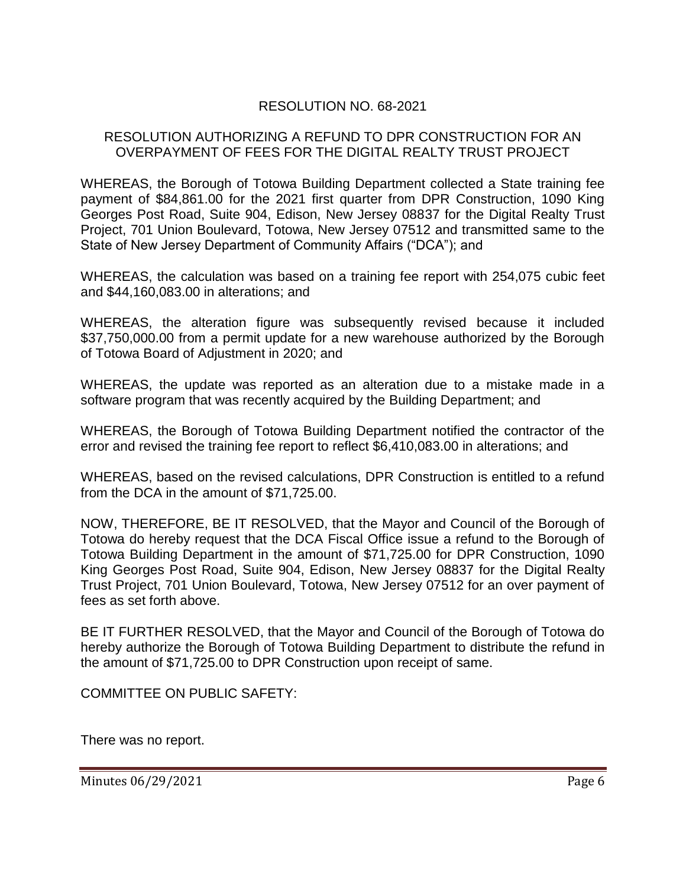RESOLUTION NO. 68-2021

RESOLUTION AUTHORIZING A REFUND TO DPR CONSTRUCTION FOR AN OVERPAYMENT OF FEES FOR THE DIGITAL REALTY TRUST PROJECT

WHEREAS, the Borough of Totowa Building Department collected a State training fee payment of $84,861.00 for the 2021 first quarter from DPR Construction, 1090 King Georges Post Road, Suite 904, Edison, New Jersey 08837 for the Digital Realty Trust Project, 701 Union Boulevard, Totowa, New Jersey 07512 and transmitted same to the State of New Jersey Department of Community Affairs ("DCA"); and

WHEREAS, the calculation was based on a training fee report with 254,075 cubic feet and $44,160,083.00 in alterations; and

WHEREAS, the alteration figure was subsequently revised because it included $37,750,000.00 from a permit update for a new warehouse authorized by the Borough of Totowa Board of Adjustment in 2020; and

WHEREAS, the update was reported as an alteration due to a mistake made in a software program that was recently acquired by the Building Department; and

WHEREAS, the Borough of Totowa Building Department notified the contractor of the error and revised the training fee report to reflect $6,410,083.00 in alterations; and

WHEREAS, based on the revised calculations, DPR Construction is entitled to a refund from the DCA in the amount of $71,725.00.

NOW, THEREFORE, BE IT RESOLVED, that the Mayor and Council of the Borough of Totowa do hereby request that the DCA Fiscal Office issue a refund to the Borough of Totowa Building Department in the amount of $71,725.00 for DPR Construction, 1090 King Georges Post Road, Suite 904, Edison, New Jersey 08837 for the Digital Realty Trust Project, 701 Union Boulevard, Totowa, New Jersey 07512 for an over payment of fees as set forth above.

BE IT FURTHER RESOLVED, that the Mayor and Council of the Borough of Totowa do hereby authorize the Borough of Totowa Building Department to distribute the refund in the amount of $71,725.00 to DPR Construction upon receipt of same.

COMMITTEE ON PUBLIC SAFETY:

There was no report.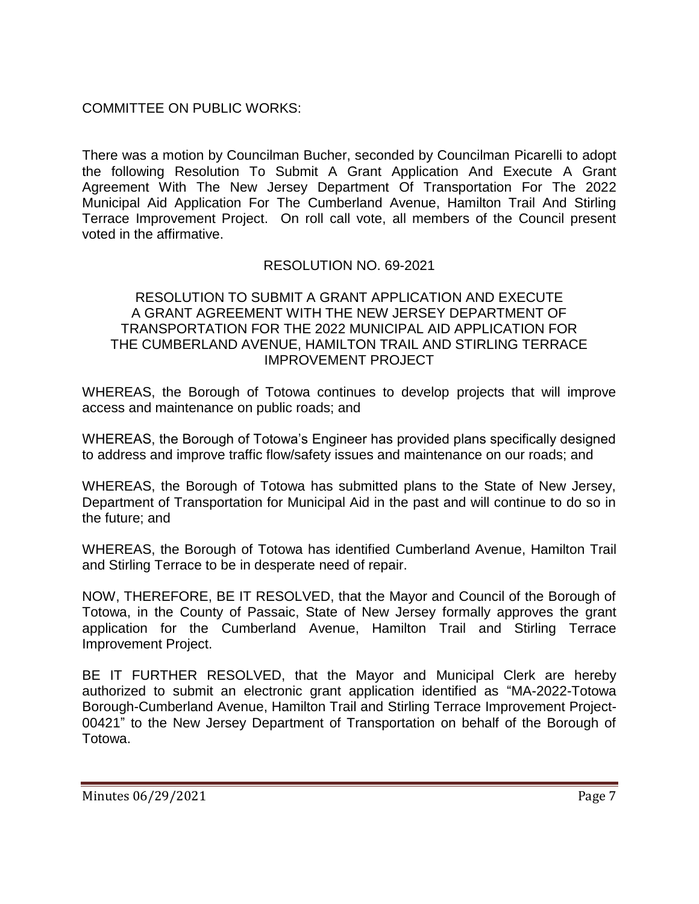COMMITTEE ON PUBLIC WORKS:

There was a motion by Councilman Bucher, seconded by Councilman Picarelli to adopt the following Resolution To Submit A Grant Application And Execute A Grant Agreement With The New Jersey Department Of Transportation For The 2022 Municipal Aid Application For The Cumberland Avenue, Hamilton Trail And Stirling Terrace Improvement Project. On roll call vote, all members of the Council present voted in the affirmative.

RESOLUTION NO. 69-2021

RESOLUTION TO SUBMIT A GRANT APPLICATION AND EXECUTE A GRANT AGREEMENT WITH THE NEW JERSEY DEPARTMENT OF TRANSPORTATION FOR THE 2022 MUNICIPAL AID APPLICATION FOR THE CUMBERLAND AVENUE, HAMILTON TRAIL AND STIRLING TERRACE IMPROVEMENT PROJECT

WHEREAS, the Borough of Totowa continues to develop projects that will improve access and maintenance on public roads; and

WHEREAS, the Borough of Totowa's Engineer has provided plans specifically designed to address and improve traffic flow/safety issues and maintenance on our roads; and

WHEREAS, the Borough of Totowa has submitted plans to the State of New Jersey, Department of Transportation for Municipal Aid in the past and will continue to do so in the future; and

WHEREAS, the Borough of Totowa has identified Cumberland Avenue, Hamilton Trail and Stirling Terrace to be in desperate need of repair.

NOW, THEREFORE, BE IT RESOLVED, that the Mayor and Council of the Borough of Totowa, in the County of Passaic, State of New Jersey formally approves the grant application for the Cumberland Avenue, Hamilton Trail and Stirling Terrace Improvement Project.

BE IT FURTHER RESOLVED, that the Mayor and Municipal Clerk are hereby authorized to submit an electronic grant application identified as "MA-2022-Totowa Borough-Cumberland Avenue, Hamilton Trail and Stirling Terrace Improvement Project-00421" to the New Jersey Department of Transportation on behalf of the Borough of Totowa.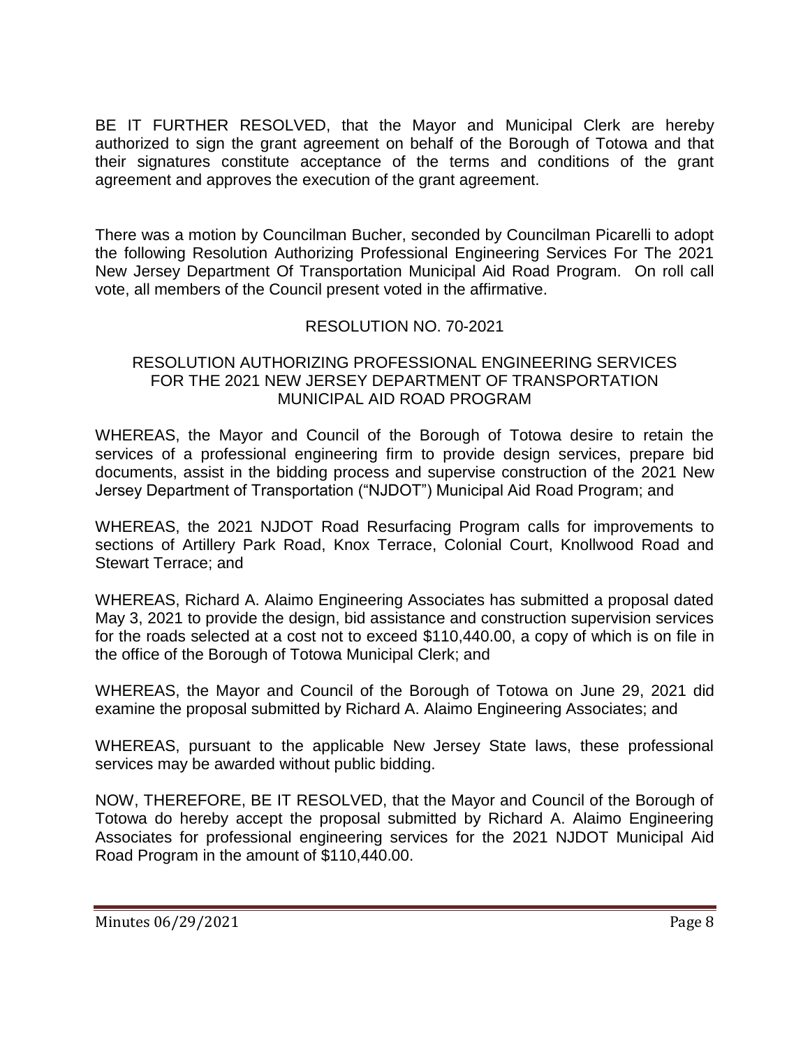BE IT FURTHER RESOLVED, that the Mayor and Municipal Clerk are hereby authorized to sign the grant agreement on behalf of the Borough of Totowa and that their signatures constitute acceptance of the terms and conditions of the grant agreement and approves the execution of the grant agreement.

There was a motion by Councilman Bucher, seconded by Councilman Picarelli to adopt the following Resolution Authorizing Professional Engineering Services For The 2021 New Jersey Department Of Transportation Municipal Aid Road Program. On roll call vote, all members of the Council present voted in the affirmative.

RESOLUTION NO. 70-2021

RESOLUTION AUTHORIZING PROFESSIONAL ENGINEERING SERVICES FOR THE 2021 NEW JERSEY DEPARTMENT OF TRANSPORTATION MUNICIPAL AID ROAD PROGRAM

WHEREAS, the Mayor and Council of the Borough of Totowa desire to retain the services of a professional engineering firm to provide design services, prepare bid documents, assist in the bidding process and supervise construction of the 2021 New Jersey Department of Transportation ("NJDOT") Municipal Aid Road Program; and

WHEREAS, the 2021 NJDOT Road Resurfacing Program calls for improvements to sections of Artillery Park Road, Knox Terrace, Colonial Court, Knollwood Road and Stewart Terrace; and

WHEREAS, Richard A. Alaimo Engineering Associates has submitted a proposal dated May 3, 2021 to provide the design, bid assistance and construction supervision services for the roads selected at a cost not to exceed $110,440.00, a copy of which is on file in the office of the Borough of Totowa Municipal Clerk; and

WHEREAS, the Mayor and Council of the Borough of Totowa on June 29, 2021 did examine the proposal submitted by Richard A. Alaimo Engineering Associates; and

WHEREAS, pursuant to the applicable New Jersey State laws, these professional services may be awarded without public bidding.

NOW, THEREFORE, BE IT RESOLVED, that the Mayor and Council of the Borough of Totowa do hereby accept the proposal submitted by Richard A. Alaimo Engineering Associates for professional engineering services for the 2021 NJDOT Municipal Aid Road Program in the amount of $110,440.00.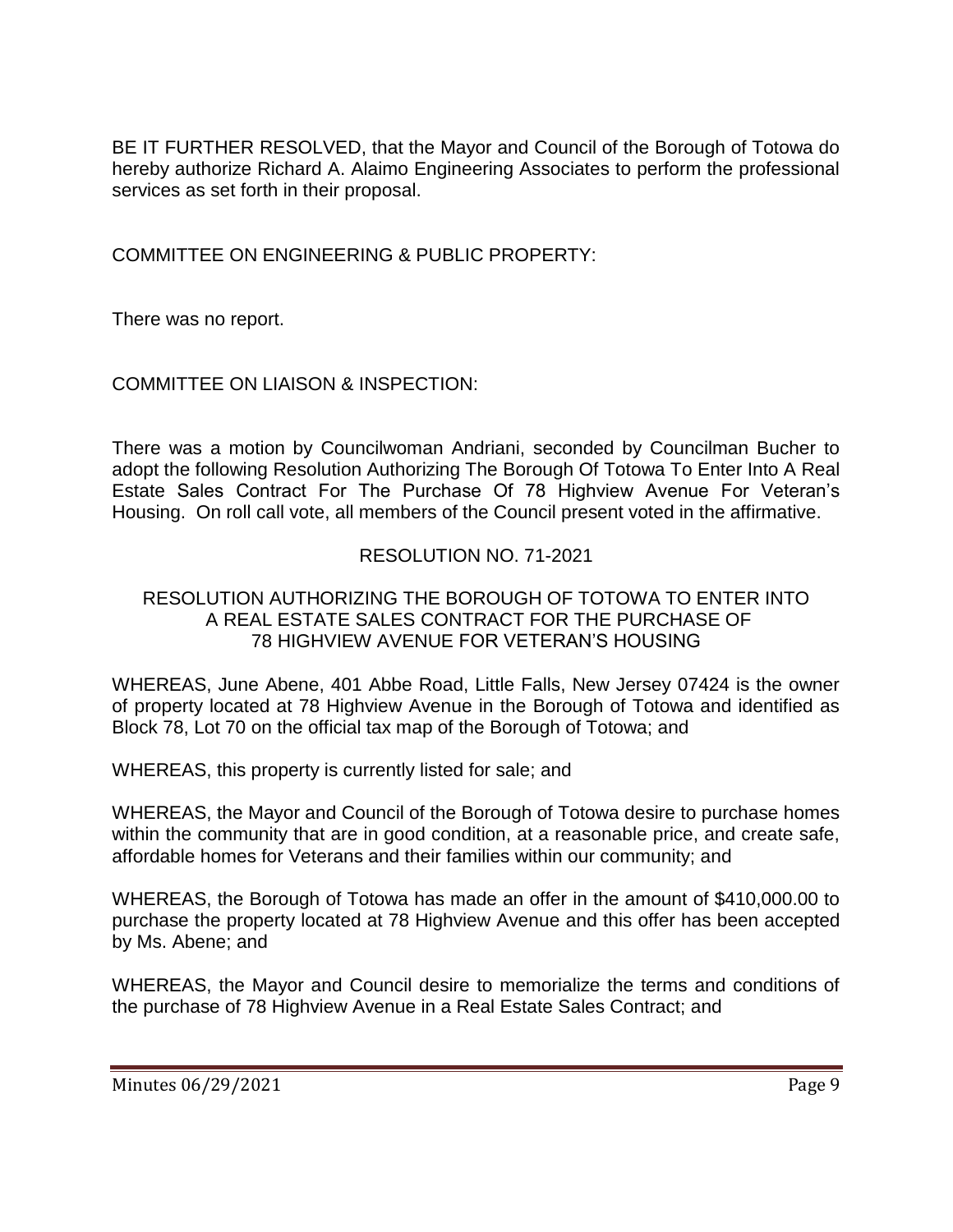BE IT FURTHER RESOLVED, that the Mayor and Council of the Borough of Totowa do hereby authorize Richard A. Alaimo Engineering Associates to perform the professional services as set forth in their proposal.

COMMITTEE ON ENGINEERING & PUBLIC PROPERTY:

There was no report.

COMMITTEE ON LIAISON & INSPECTION:

There was a motion by Councilwoman Andriani, seconded by Councilman Bucher to adopt the following Resolution Authorizing The Borough Of Totowa To Enter Into A Real Estate Sales Contract For The Purchase Of 78 Highview Avenue For Veteran's Housing. On roll call vote, all members of the Council present voted in the affirmative.

RESOLUTION NO. 71-2021

RESOLUTION AUTHORIZING THE BOROUGH OF TOTOWA TO ENTER INTO A REAL ESTATE SALES CONTRACT FOR THE PURCHASE OF 78 HIGHVIEW AVENUE FOR VETERAN'S HOUSING

WHEREAS, June Abene, 401 Abbe Road, Little Falls, New Jersey 07424 is the owner of property located at 78 Highview Avenue in the Borough of Totowa and identified as Block 78, Lot 70 on the official tax map of the Borough of Totowa; and

WHEREAS, this property is currently listed for sale; and

WHEREAS, the Mayor and Council of the Borough of Totowa desire to purchase homes within the community that are in good condition, at a reasonable price, and create safe, affordable homes for Veterans and their families within our community; and

WHEREAS, the Borough of Totowa has made an offer in the amount of $410,000.00 to purchase the property located at 78 Highview Avenue and this offer has been accepted by Ms. Abene; and

WHEREAS, the Mayor and Council desire to memorialize the terms and conditions of the purchase of 78 Highview Avenue in a Real Estate Sales Contract; and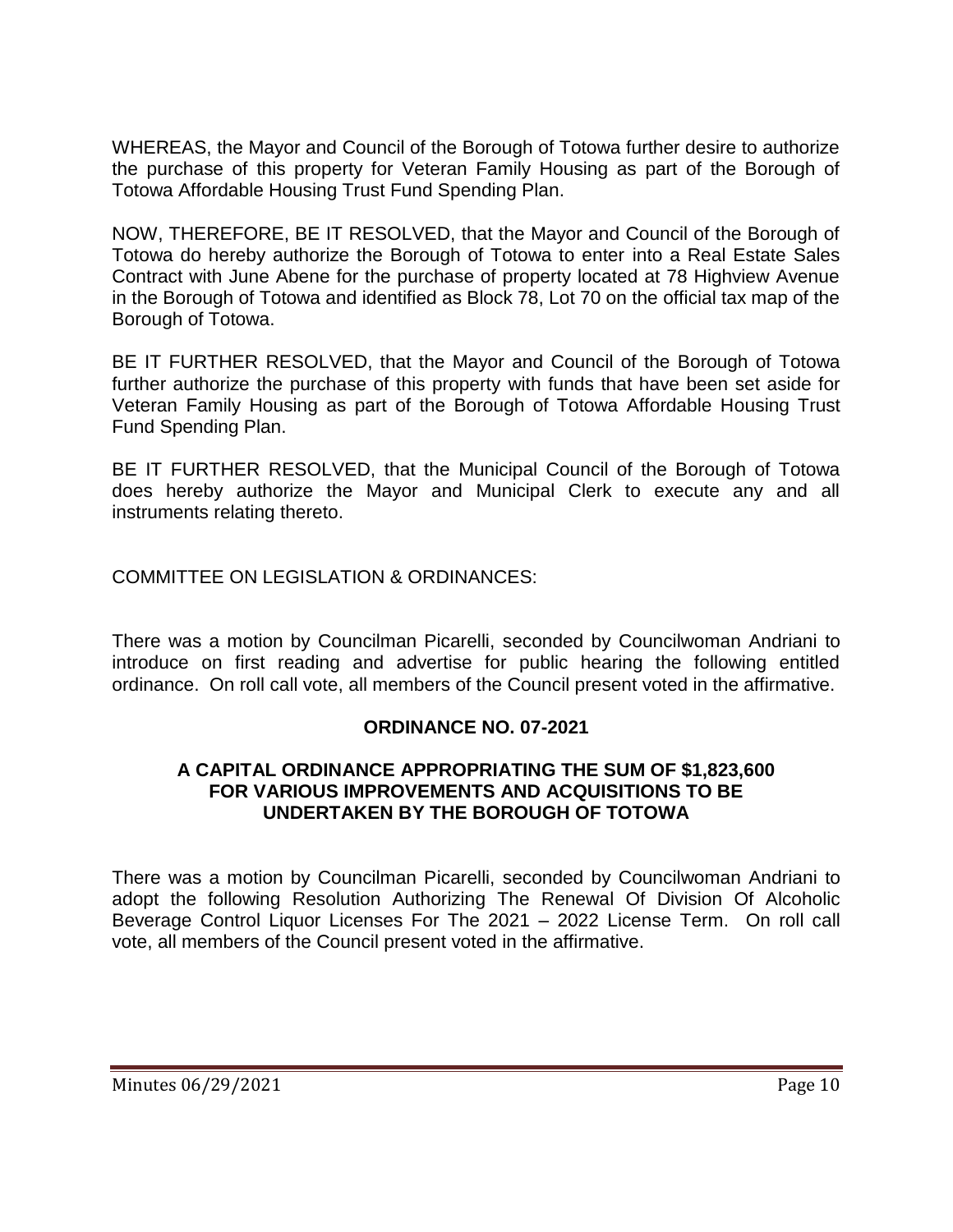WHEREAS, the Mayor and Council of the Borough of Totowa further desire to authorize the purchase of this property for Veteran Family Housing as part of the Borough of Totowa Affordable Housing Trust Fund Spending Plan.

NOW, THEREFORE, BE IT RESOLVED, that the Mayor and Council of the Borough of Totowa do hereby authorize the Borough of Totowa to enter into a Real Estate Sales Contract with June Abene for the purchase of property located at 78 Highview Avenue in the Borough of Totowa and identified as Block 78, Lot 70 on the official tax map of the Borough of Totowa.

BE IT FURTHER RESOLVED, that the Mayor and Council of the Borough of Totowa further authorize the purchase of this property with funds that have been set aside for Veteran Family Housing as part of the Borough of Totowa Affordable Housing Trust Fund Spending Plan.

BE IT FURTHER RESOLVED, that the Municipal Council of the Borough of Totowa does hereby authorize the Mayor and Municipal Clerk to execute any and all instruments relating thereto.

COMMITTEE ON LEGISLATION & ORDINANCES:

There was a motion by Councilman Picarelli, seconded by Councilwoman Andriani to introduce on first reading and advertise for public hearing the following entitled ordinance. On roll call vote, all members of the Council present voted in the affirmative.

**ORDINANCE NO. 07-2021**

**A CAPITAL ORDINANCE APPROPRIATING THE SUM OF $1,823,600 FOR VARIOUS IMPROVEMENTS AND ACQUISITIONS TO BE UNDERTAKEN BY THE BOROUGH OF TOTOWA**

There was a motion by Councilman Picarelli, seconded by Councilwoman Andriani to adopt the following Resolution Authorizing The Renewal Of Division Of Alcoholic Beverage Control Liquor Licenses For The 2021 – 2022 License Term. On roll call vote, all members of the Council present voted in the affirmative.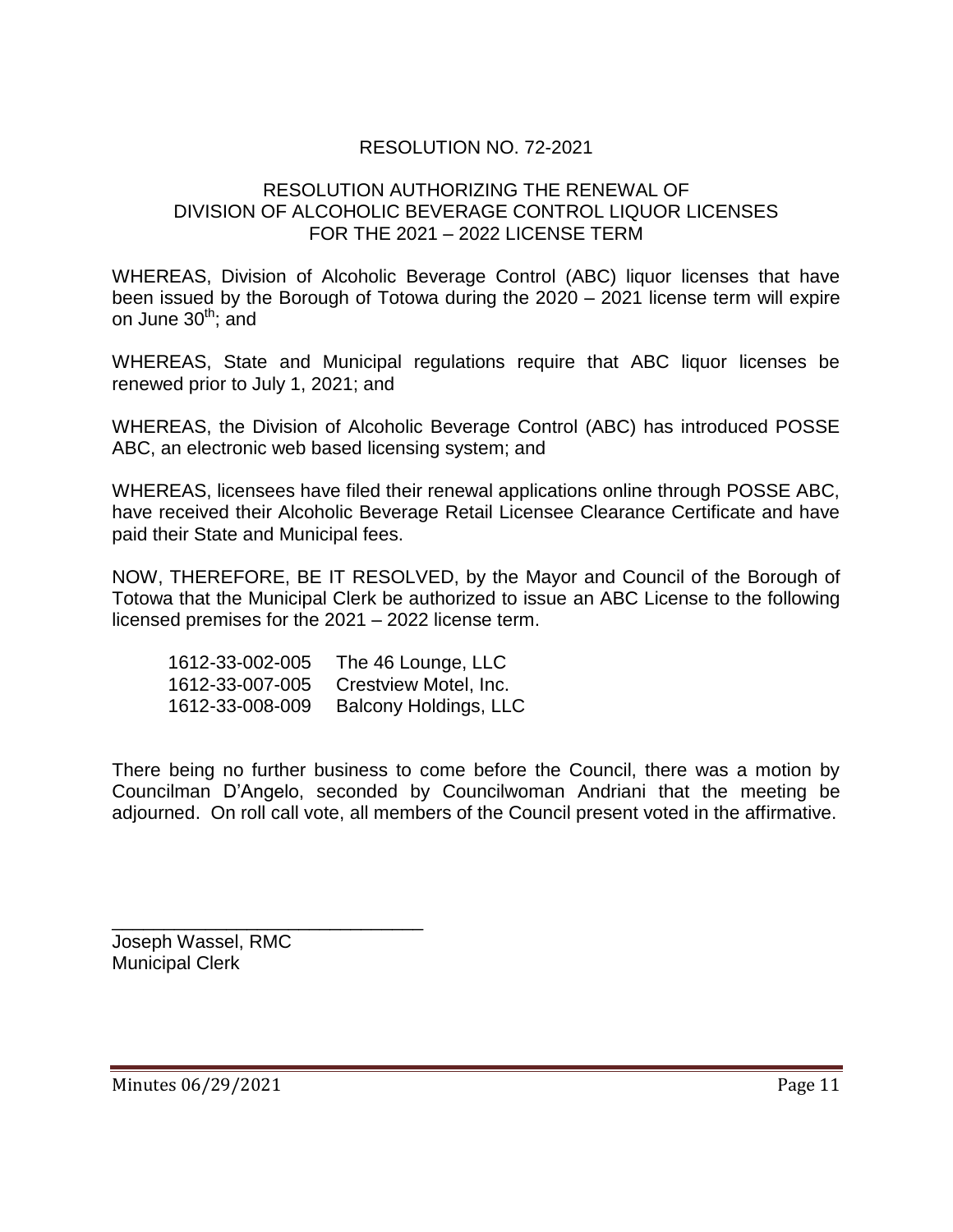RESOLUTION NO. 72-2021

RESOLUTION AUTHORIZING THE RENEWAL OF DIVISION OF ALCOHOLIC BEVERAGE CONTROL LIQUOR LICENSES FOR THE 2021 – 2022 LICENSE TERM

WHEREAS, Division of Alcoholic Beverage Control (ABC) liquor licenses that have been issued by the Borough of Totowa during the 2020 – 2021 license term will expire on June 30th; and

WHEREAS, State and Municipal regulations require that ABC liquor licenses be renewed prior to July 1, 2021; and

WHEREAS, the Division of Alcoholic Beverage Control (ABC) has introduced POSSE ABC, an electronic web based licensing system; and

WHEREAS, licensees have filed their renewal applications online through POSSE ABC, have received their Alcoholic Beverage Retail Licensee Clearance Certificate and have paid their State and Municipal fees.

NOW, THEREFORE, BE IT RESOLVED, by the Mayor and Council of the Borough of Totowa that the Municipal Clerk be authorized to issue an ABC License to the following licensed premises for the 2021 – 2022 license term.

| | |
|---|---|
| 1612-33-002-005 | The 46 Lounge, LLC |
| 1612-33-007-005 | Crestview Motel, Inc. |
| 1612-33-008-009 | Balcony Holdings, LLC |

There being no further business to come before the Council, there was a motion by Councilman D'Angelo, seconded by Councilwoman Andriani that the meeting be adjourned. On roll call vote, all members of the Council present voted in the affirmative.

\_\_\_\_\_\_\_\_\_\_\_\_\_\_\_\_\_\_\_\_\_\_\_\_\_\_\_\_\_\_

Joseph Wassel, RMC
Municipal Clerk